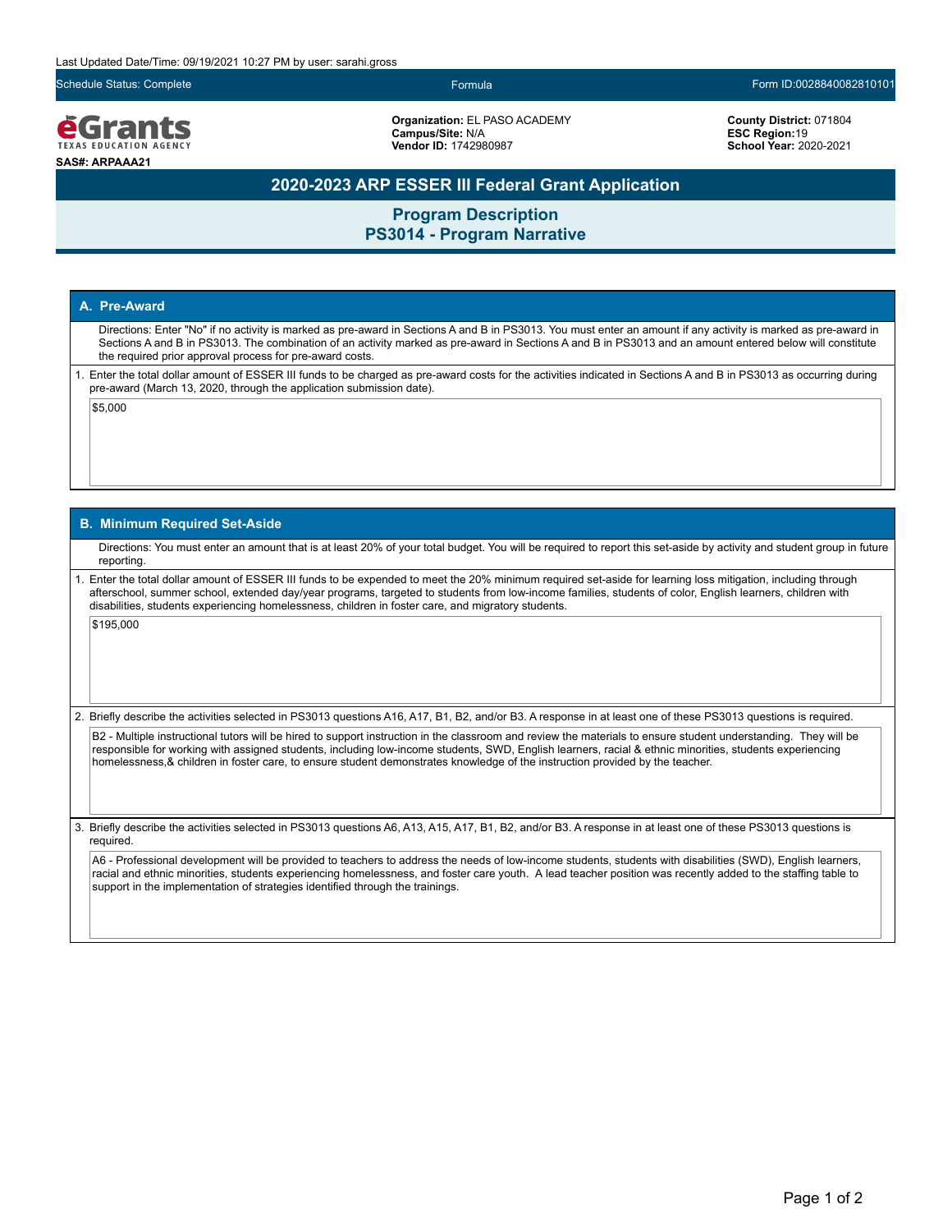Last Updated Date/Time: 09/19/2021 10:27 PM by user: sarahi.gross

Schedule Status: Complete | Formula | Form ID:0028840082810101

**eGrants** TEXAS EDUCATION AGENCY

**SAS#: ARPAAA21**

**Organization:** EL PASO ACADEMY
**Campus/Site:** N/A
**Vendor ID:** 1742980987

**County District:** 071804
**ESC Region:** 19
**School Year:** 2020-2021

# 2020-2023 ARP ESSER III Federal Grant Application

## Program Description
## PS3014 - Program Narrative

### A. Pre-Award

Directions: Enter "No" if no activity is marked as pre-award in Sections A and B in PS3013. You must enter an amount if any activity is marked as pre-award in Sections A and B in PS3013. The combination of an activity marked as pre-award in Sections A and B in PS3013 and an amount entered below will constitute the required prior approval process for pre-award costs.

1. Enter the total dollar amount of ESSER III funds to be charged as pre-award costs for the activities indicated in Sections A and B in PS3013 as occurring during pre-award (March 13, 2020, through the application submission date).

$5,000

### B. Minimum Required Set-Aside

Directions: You must enter an amount that is at least 20% of your total budget. You will be required to report this set-aside by activity and student group in future reporting.

1. Enter the total dollar amount of ESSER III funds to be expended to meet the 20% minimum required set-aside for learning loss mitigation, including through afterschool, summer school, extended day/year programs, targeted to students from low-income families, students of color, English learners, children with disabilities, students experiencing homelessness, children in foster care, and migratory students.

$195,000

2. Briefly describe the activities selected in PS3013 questions A16, A17, B1, B2, and/or B3. A response in at least one of these PS3013 questions is required.

B2 - Multiple instructional tutors will be hired to support instruction in the classroom and review the materials to ensure student understanding. They will be responsible for working with assigned students, including low-income students, SWD, English learners, racial & ethnic minorities, students experiencing homelessness,& children in foster care, to ensure student demonstrates knowledge of the instruction provided by the teacher.

3. Briefly describe the activities selected in PS3013 questions A6, A13, A15, A17, B1, B2, and/or B3. A response in at least one of these PS3013 questions is required.

A6 - Professional development will be provided to teachers to address the needs of low-income students, students with disabilities (SWD), English learners, racial and ethnic minorities, students experiencing homelessness, and foster care youth. A lead teacher position was recently added to the staffing table to support in the implementation of strategies identified through the trainings.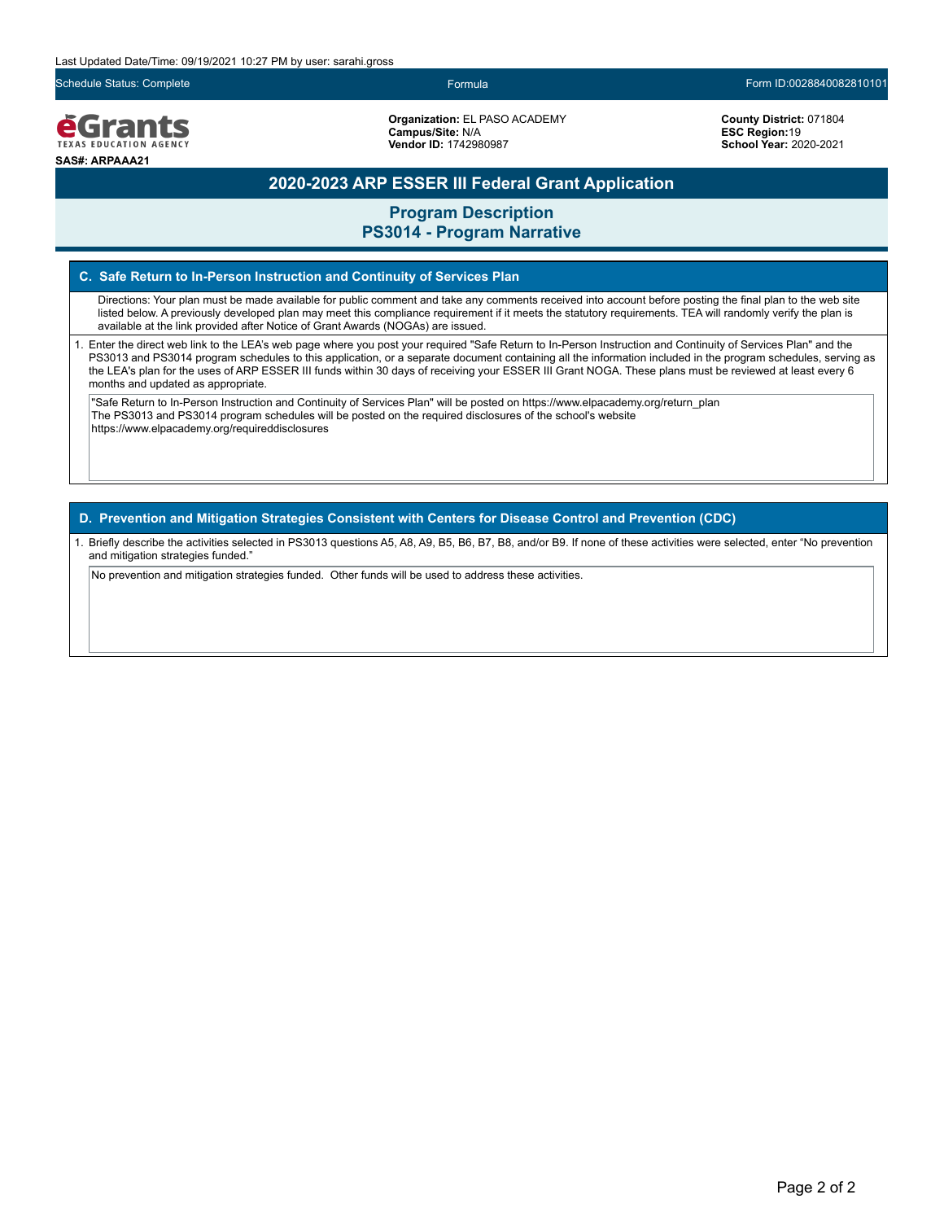Last Updated Date/Time: 09/19/2021 10:27 PM by user: sarahi.gross

Schedule Status: Complete | Formula | Form ID:0028840082810101

**eGrants** TEXAS EDUCATION AGENCY

**SAS#: ARPAAA21**

**Organization:** EL PASO ACADEMY
**Campus/Site:** N/A
**Vendor ID:** 1742980987

**County District:** 071804
**ESC Region:** 19
**School Year:** 2020-2021

# 2020-2023 ARP ESSER III Federal Grant Application

## Program Description
## PS3014 - Program Narrative

### C. Safe Return to In-Person Instruction and Continuity of Services Plan

Directions: Your plan must be made available for public comment and take any comments received into account before posting the final plan to the web site listed below. A previously developed plan may meet this compliance requirement if it meets the statutory requirements. TEA will randomly verify the plan is available at the link provided after Notice of Grant Awards (NOGAs) are issued.

1. Enter the direct web link to the LEA's web page where you post your required "Safe Return to In-Person Instruction and Continuity of Services Plan" and the PS3013 and PS3014 program schedules to this application, or a separate document containing all the information included in the program schedules, serving as the LEA's plan for the uses of ARP ESSER III funds within 30 days of receiving your ESSER III Grant NOGA. These plans must be reviewed at least every 6 months and updated as appropriate.

"Safe Return to In-Person Instruction and Continuity of Services Plan" will be posted on https://www.elpacademy.org/return_plan
The PS3013 and PS3014 program schedules will be posted on the required disclosures of the school's website
https://www.elpacademy.org/requireddisclosures

### D. Prevention and Mitigation Strategies Consistent with Centers for Disease Control and Prevention (CDC)

1. Briefly describe the activities selected in PS3013 questions A5, A8, A9, B5, B6, B7, B8, and/or B9. If none of these activities were selected, enter "No prevention and mitigation strategies funded."

No prevention and mitigation strategies funded. Other funds will be used to address these activities.